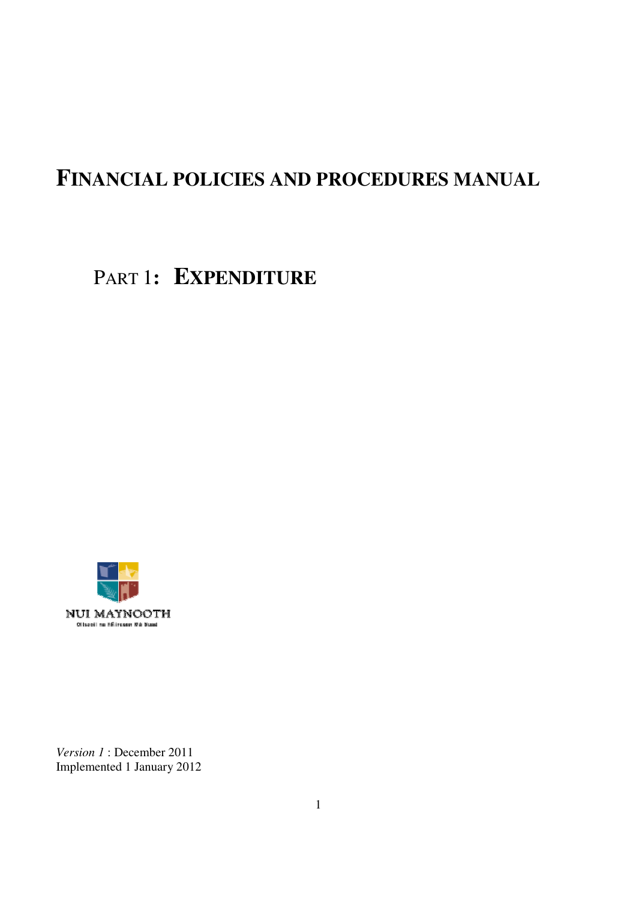# FINANCIAL POLICIES AND PROCEDURES MANUAL

## PART 1: EXPENDITURE

NUI MAYNOOTH

Ollscoil na hÉireann Má Nuad

*Version 1* : December 2011
Implemented 1 January 2012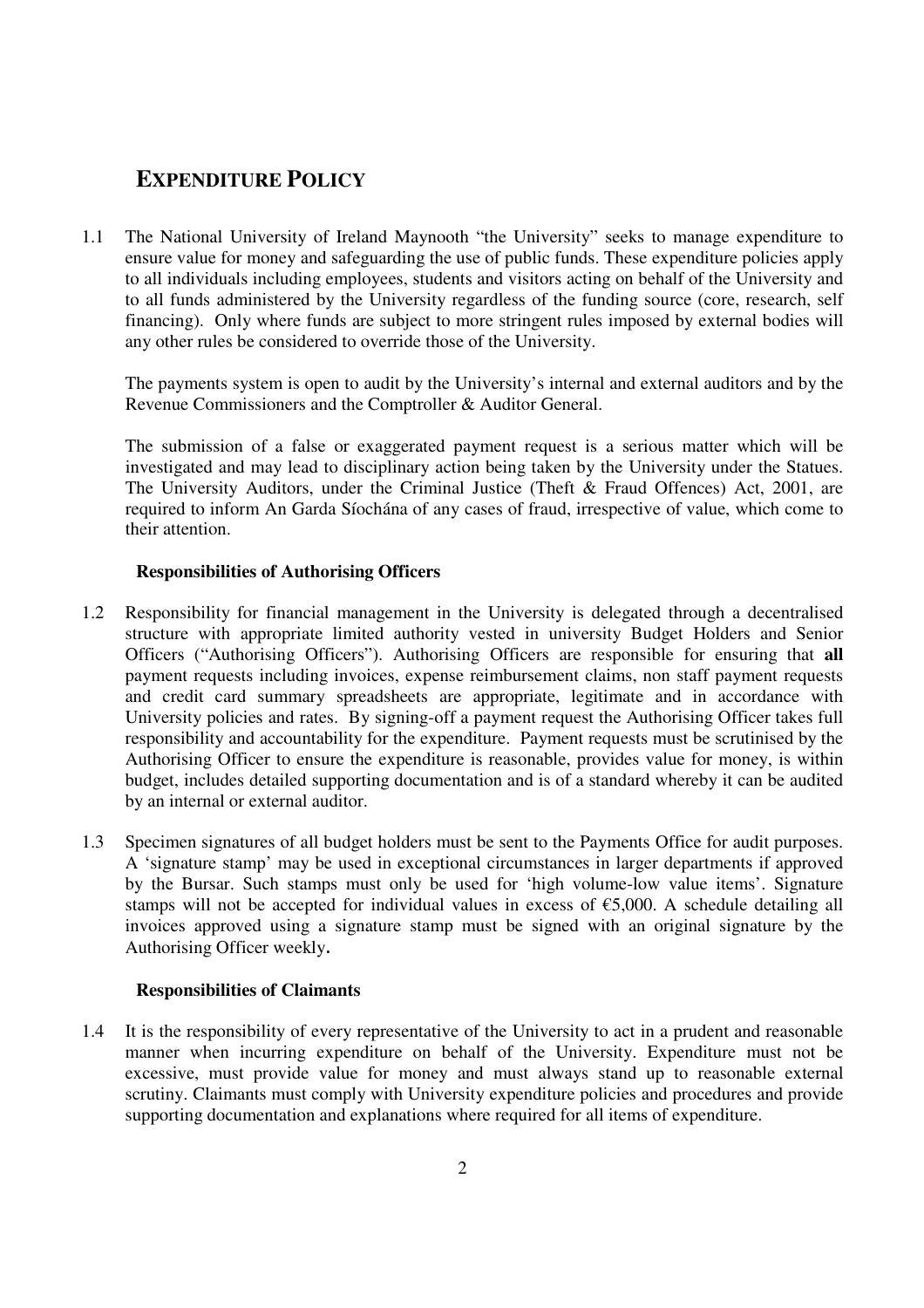# EXPENDITURE POLICY

1.1 The National University of Ireland Maynooth "the University" seeks to manage expenditure to ensure value for money and safeguarding the use of public funds. These expenditure policies apply to all individuals including employees, students and visitors acting on behalf of the University and to all funds administered by the University regardless of the funding source (core, research, self financing). Only where funds are subject to more stringent rules imposed by external bodies will any other rules be considered to override those of the University.

The payments system is open to audit by the University's internal and external auditors and by the Revenue Commissioners and the Comptroller & Auditor General.

The submission of a false or exaggerated payment request is a serious matter which will be investigated and may lead to disciplinary action being taken by the University under the Statues. The University Auditors, under the Criminal Justice (Theft & Fraud Offences) Act, 2001, are required to inform An Garda Síochána of any cases of fraud, irrespective of value, which come to their attention.

**Responsibilities of Authorising Officers**

1.2 Responsibility for financial management in the University is delegated through a decentralised structure with appropriate limited authority vested in university Budget Holders and Senior Officers ("Authorising Officers"). Authorising Officers are responsible for ensuring that **all** payment requests including invoices, expense reimbursement claims, non staff payment requests and credit card summary spreadsheets are appropriate, legitimate and in accordance with University policies and rates. By signing-off a payment request the Authorising Officer takes full responsibility and accountability for the expenditure. Payment requests must be scrutinised by the Authorising Officer to ensure the expenditure is reasonable, provides value for money, is within budget, includes detailed supporting documentation and is of a standard whereby it can be audited by an internal or external auditor.

1.3 Specimen signatures of all budget holders must be sent to the Payments Office for audit purposes. A 'signature stamp' may be used in exceptional circumstances in larger departments if approved by the Bursar. Such stamps must only be used for 'high volume-low value items'. Signature stamps will not be accepted for individual values in excess of €5,000. A schedule detailing all invoices approved using a signature stamp must be signed with an original signature by the Authorising Officer weekly.

**Responsibilities of Claimants**

1.4 It is the responsibility of every representative of the University to act in a prudent and reasonable manner when incurring expenditure on behalf of the University. Expenditure must not be excessive, must provide value for money and must always stand up to reasonable external scrutiny. Claimants must comply with University expenditure policies and procedures and provide supporting documentation and explanations where required for all items of expenditure.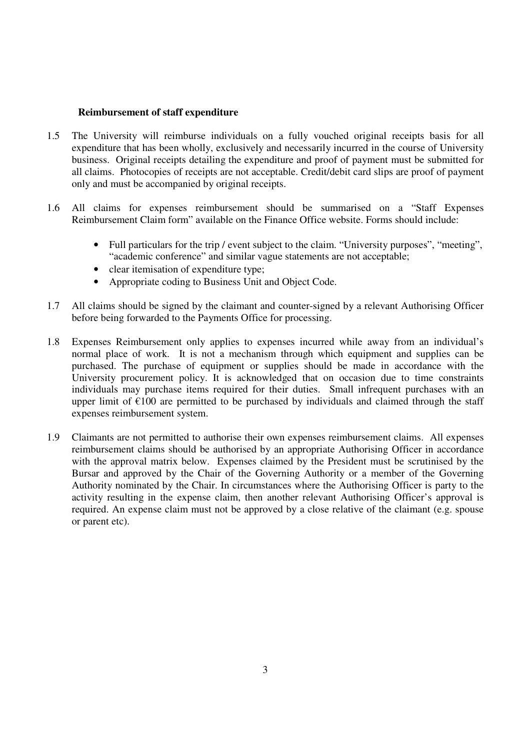**Reimbursement of staff expenditure**

1.5 The University will reimburse individuals on a fully vouched original receipts basis for all expenditure that has been wholly, exclusively and necessarily incurred in the course of University business. Original receipts detailing the expenditure and proof of payment must be submitted for all claims. Photocopies of receipts are not acceptable. Credit/debit card slips are proof of payment only and must be accompanied by original receipts.

1.6 All claims for expenses reimbursement should be summarised on a "Staff Expenses Reimbursement Claim form" available on the Finance Office website. Forms should include:

- Full particulars for the trip / event subject to the claim. "University purposes", "meeting", "academic conference" and similar vague statements are not acceptable;
- clear itemisation of expenditure type;
- Appropriate coding to Business Unit and Object Code.

1.7 All claims should be signed by the claimant and counter-signed by a relevant Authorising Officer before being forwarded to the Payments Office for processing.

1.8 Expenses Reimbursement only applies to expenses incurred while away from an individual's normal place of work. It is not a mechanism through which equipment and supplies can be purchased. The purchase of equipment or supplies should be made in accordance with the University procurement policy. It is acknowledged that on occasion due to time constraints individuals may purchase items required for their duties. Small infrequent purchases with an upper limit of €100 are permitted to be purchased by individuals and claimed through the staff expenses reimbursement system.

1.9 Claimants are not permitted to authorise their own expenses reimbursement claims. All expenses reimbursement claims should be authorised by an appropriate Authorising Officer in accordance with the approval matrix below. Expenses claimed by the President must be scrutinised by the Bursar and approved by the Chair of the Governing Authority or a member of the Governing Authority nominated by the Chair. In circumstances where the Authorising Officer is party to the activity resulting in the expense claim, then another relevant Authorising Officer's approval is required. An expense claim must not be approved by a close relative of the claimant (e.g. spouse or parent etc).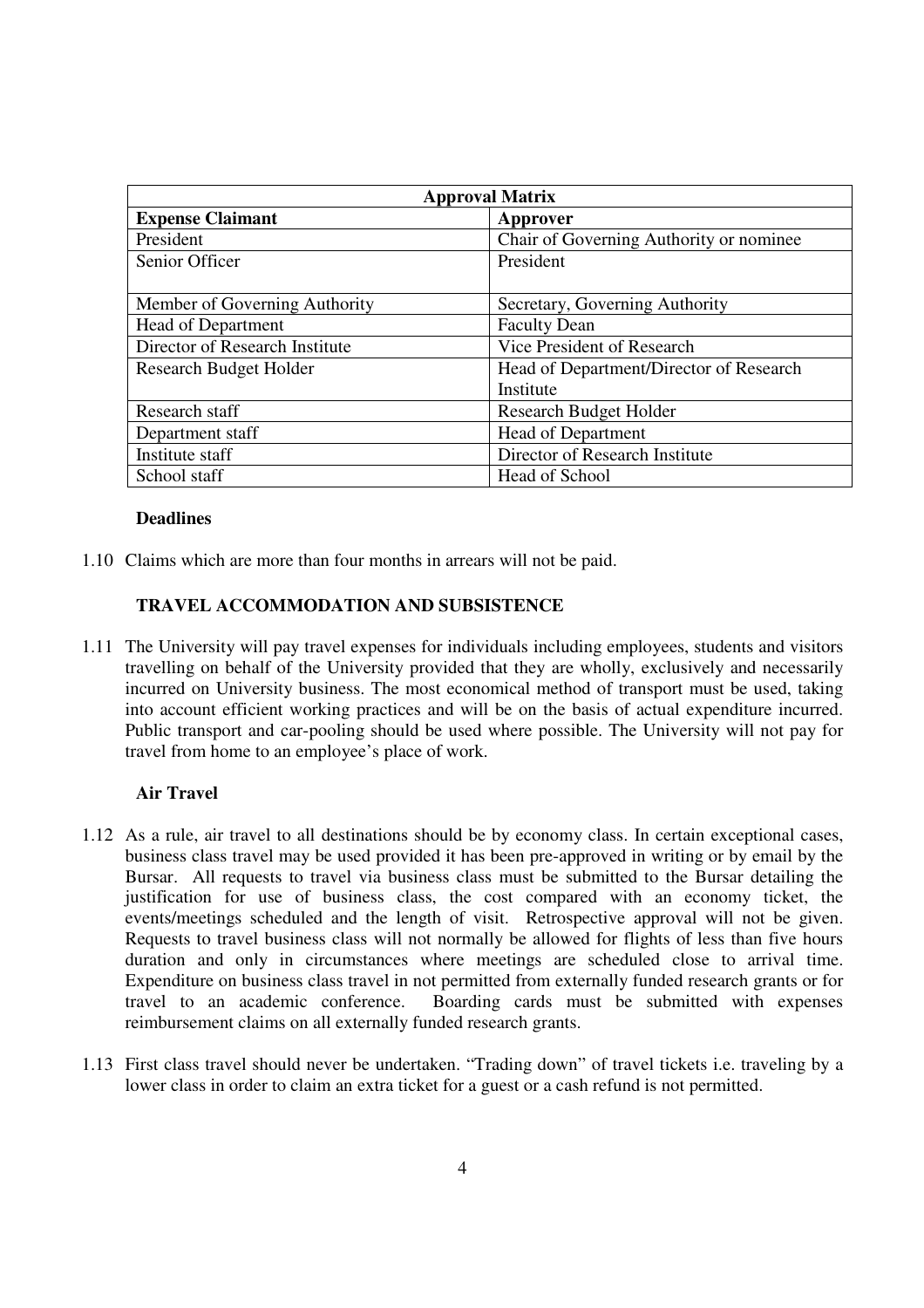| Approval Matrix | |
|---|---|
| **Expense Claimant** | **Approver** |
| President | Chair of Governing Authority or nominee |
| Senior Officer | President |
| Member of Governing Authority | Secretary, Governing Authority |
| Head of Department | Faculty Dean |
| Director of Research Institute | Vice President of Research |
| Research Budget Holder | Head of Department/Director of Research Institute |
| Research staff | Research Budget Holder |
| Department staff | Head of Department |
| Institute staff | Director of Research Institute |
| School staff | Head of School |

**Deadlines**

1.10 Claims which are more than four months in arrears will not be paid.

**TRAVEL ACCOMMODATION AND SUBSISTENCE**

1.11 The University will pay travel expenses for individuals including employees, students and visitors travelling on behalf of the University provided that they are wholly, exclusively and necessarily incurred on University business. The most economical method of transport must be used, taking into account efficient working practices and will be on the basis of actual expenditure incurred. Public transport and car-pooling should be used where possible. The University will not pay for travel from home to an employee's place of work.

**Air Travel**

1.12 As a rule, air travel to all destinations should be by economy class. In certain exceptional cases, business class travel may be used provided it has been pre-approved in writing or by email by the Bursar. All requests to travel via business class must be submitted to the Bursar detailing the justification for use of business class, the cost compared with an economy ticket, the events/meetings scheduled and the length of visit. Retrospective approval will not be given. Requests to travel business class will not normally be allowed for flights of less than five hours duration and only in circumstances where meetings are scheduled close to arrival time. Expenditure on business class travel in not permitted from externally funded research grants or for travel to an academic conference. Boarding cards must be submitted with expenses reimbursement claims on all externally funded research grants.

1.13 First class travel should never be undertaken. "Trading down" of travel tickets i.e. traveling by a lower class in order to claim an extra ticket for a guest or a cash refund is not permitted.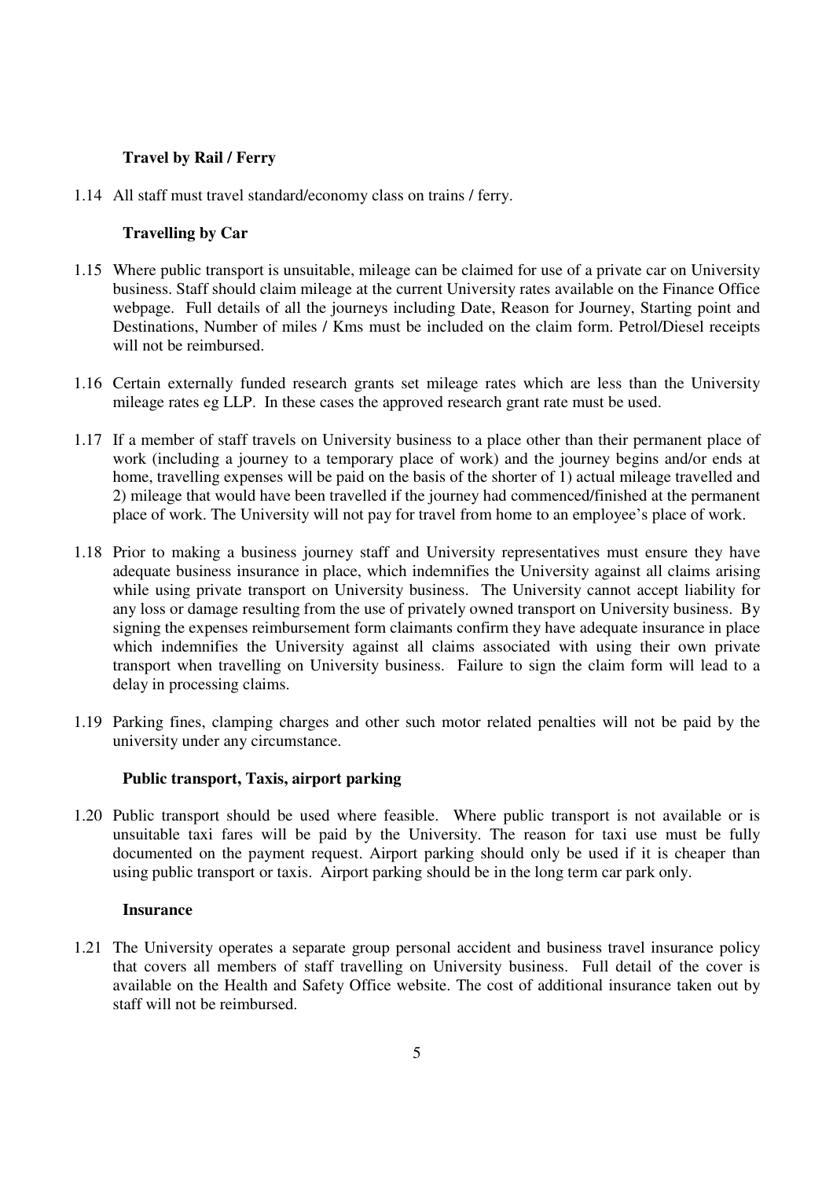### Travel by Rail / Ferry

1.14 All staff must travel standard/economy class on trains / ferry.

### Travelling by Car

1.15 Where public transport is unsuitable, mileage can be claimed for use of a private car on University business. Staff should claim mileage at the current University rates available on the Finance Office webpage. Full details of all the journeys including Date, Reason for Journey, Starting point and Destinations, Number of miles / Kms must be included on the claim form. Petrol/Diesel receipts will not be reimbursed.

1.16 Certain externally funded research grants set mileage rates which are less than the University mileage rates eg LLP. In these cases the approved research grant rate must be used.

1.17 If a member of staff travels on University business to a place other than their permanent place of work (including a journey to a temporary place of work) and the journey begins and/or ends at home, travelling expenses will be paid on the basis of the shorter of 1) actual mileage travelled and 2) mileage that would have been travelled if the journey had commenced/finished at the permanent place of work. The University will not pay for travel from home to an employee's place of work.

1.18 Prior to making a business journey staff and University representatives must ensure they have adequate business insurance in place, which indemnifies the University against all claims arising while using private transport on University business. The University cannot accept liability for any loss or damage resulting from the use of privately owned transport on University business. By signing the expenses reimbursement form claimants confirm they have adequate insurance in place which indemnifies the University against all claims associated with using their own private transport when travelling on University business. Failure to sign the claim form will lead to a delay in processing claims.

1.19 Parking fines, clamping charges and other such motor related penalties will not be paid by the university under any circumstance.

### Public transport, Taxis, airport parking

1.20 Public transport should be used where feasible. Where public transport is not available or is unsuitable taxi fares will be paid by the University. The reason for taxi use must be fully documented on the payment request. Airport parking should only be used if it is cheaper than using public transport or taxis. Airport parking should be in the long term car park only.

### Insurance

1.21 The University operates a separate group personal accident and business travel insurance policy that covers all members of staff travelling on University business. Full detail of the cover is available on the Health and Safety Office website. The cost of additional insurance taken out by staff will not be reimbursed.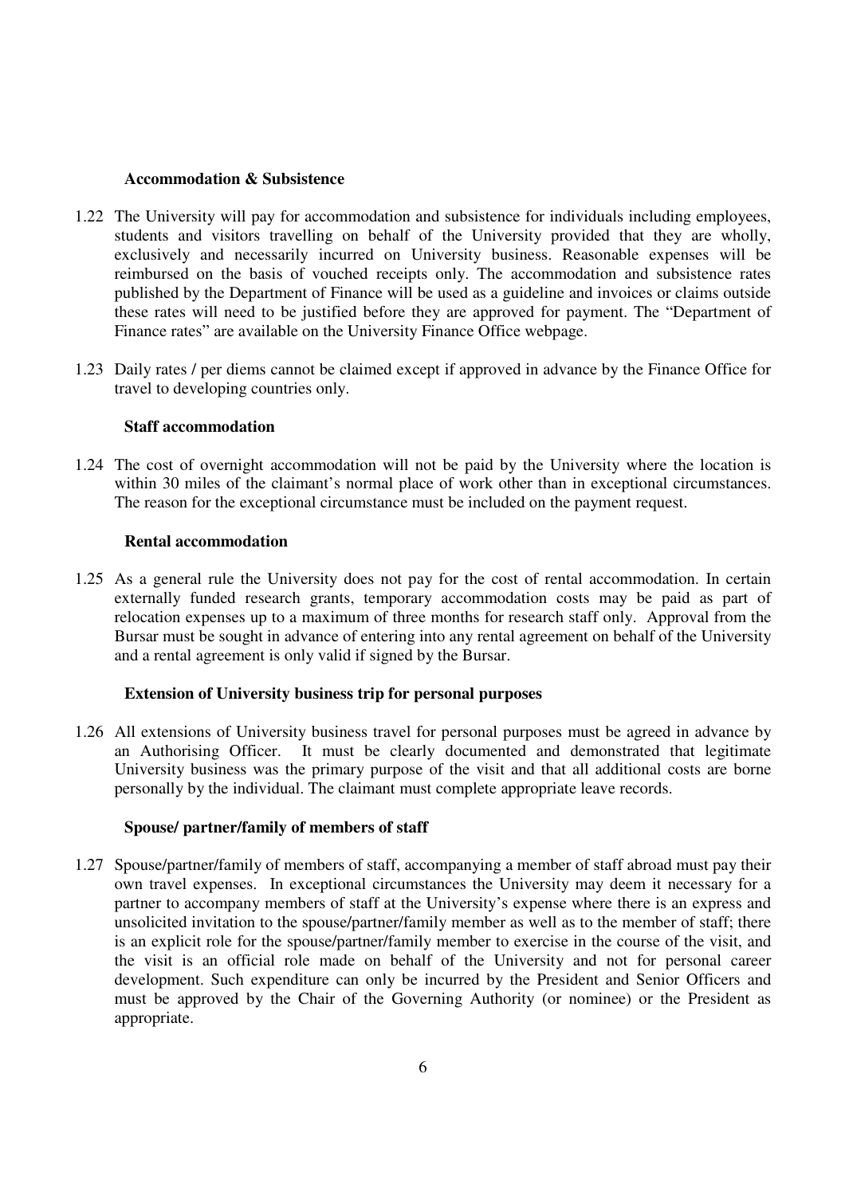**Accommodation & Subsistence**

1.22 The University will pay for accommodation and subsistence for individuals including employees, students and visitors travelling on behalf of the University provided that they are wholly, exclusively and necessarily incurred on University business. Reasonable expenses will be reimbursed on the basis of vouched receipts only. The accommodation and subsistence rates published by the Department of Finance will be used as a guideline and invoices or claims outside these rates will need to be justified before they are approved for payment. The "Department of Finance rates" are available on the University Finance Office webpage.

1.23 Daily rates / per diems cannot be claimed except if approved in advance by the Finance Office for travel to developing countries only.

**Staff accommodation**

1.24 The cost of overnight accommodation will not be paid by the University where the location is within 30 miles of the claimant's normal place of work other than in exceptional circumstances. The reason for the exceptional circumstance must be included on the payment request.

**Rental accommodation**

1.25 As a general rule the University does not pay for the cost of rental accommodation. In certain externally funded research grants, temporary accommodation costs may be paid as part of relocation expenses up to a maximum of three months for research staff only. Approval from the Bursar must be sought in advance of entering into any rental agreement on behalf of the University and a rental agreement is only valid if signed by the Bursar.

**Extension of University business trip for personal purposes**

1.26 All extensions of University business travel for personal purposes must be agreed in advance by an Authorising Officer. It must be clearly documented and demonstrated that legitimate University business was the primary purpose of the visit and that all additional costs are borne personally by the individual. The claimant must complete appropriate leave records.

**Spouse/ partner/family of members of staff**

1.27 Spouse/partner/family of members of staff, accompanying a member of staff abroad must pay their own travel expenses. In exceptional circumstances the University may deem it necessary for a partner to accompany members of staff at the University's expense where there is an express and unsolicited invitation to the spouse/partner/family member as well as to the member of staff; there is an explicit role for the spouse/partner/family member to exercise in the course of the visit, and the visit is an official role made on behalf of the University and not for personal career development. Such expenditure can only be incurred by the President and Senior Officers and must be approved by the Chair of the Governing Authority (or nominee) or the President as appropriate.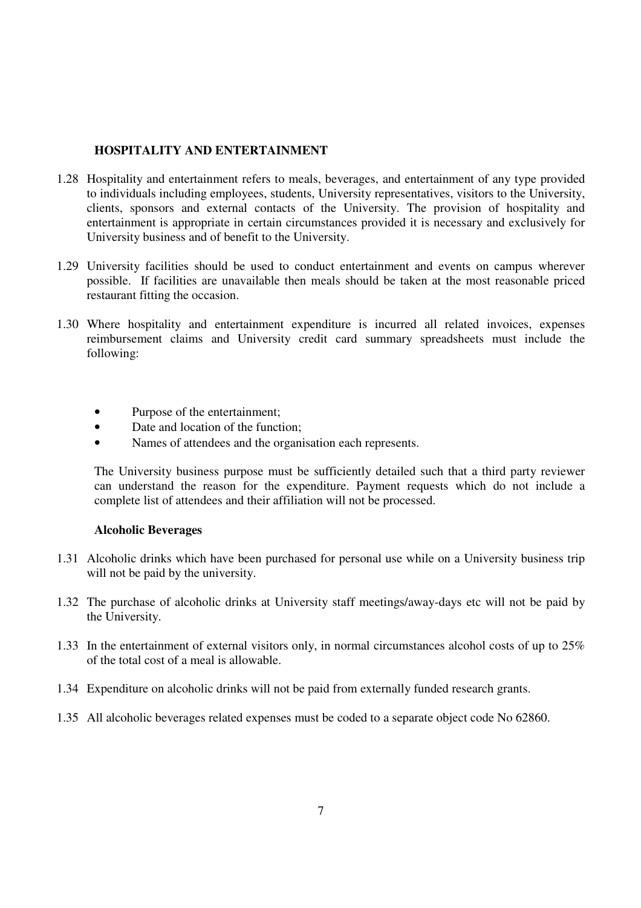## HOSPITALITY AND ENTERTAINMENT

1.28 Hospitality and entertainment refers to meals, beverages, and entertainment of any type provided to individuals including employees, students, University representatives, visitors to the University, clients, sponsors and external contacts of the University. The provision of hospitality and entertainment is appropriate in certain circumstances provided it is necessary and exclusively for University business and of benefit to the University.

1.29 University facilities should be used to conduct entertainment and events on campus wherever possible. If facilities are unavailable then meals should be taken at the most reasonable priced restaurant fitting the occasion.

1.30 Where hospitality and entertainment expenditure is incurred all related invoices, expenses reimbursement claims and University credit card summary spreadsheets must include the following:

- Purpose of the entertainment;
- Date and location of the function;
- Names of attendees and the organisation each represents.

The University business purpose must be sufficiently detailed such that a third party reviewer can understand the reason for the expenditure. Payment requests which do not include a complete list of attendees and their affiliation will not be processed.

### Alcoholic Beverages

1.31 Alcoholic drinks which have been purchased for personal use while on a University business trip will not be paid by the university.

1.32 The purchase of alcoholic drinks at University staff meetings/away-days etc will not be paid by the University.

1.33 In the entertainment of external visitors only, in normal circumstances alcohol costs of up to 25% of the total cost of a meal is allowable.

1.34 Expenditure on alcoholic drinks will not be paid from externally funded research grants.

1.35 All alcoholic beverages related expenses must be coded to a separate object code No 62860.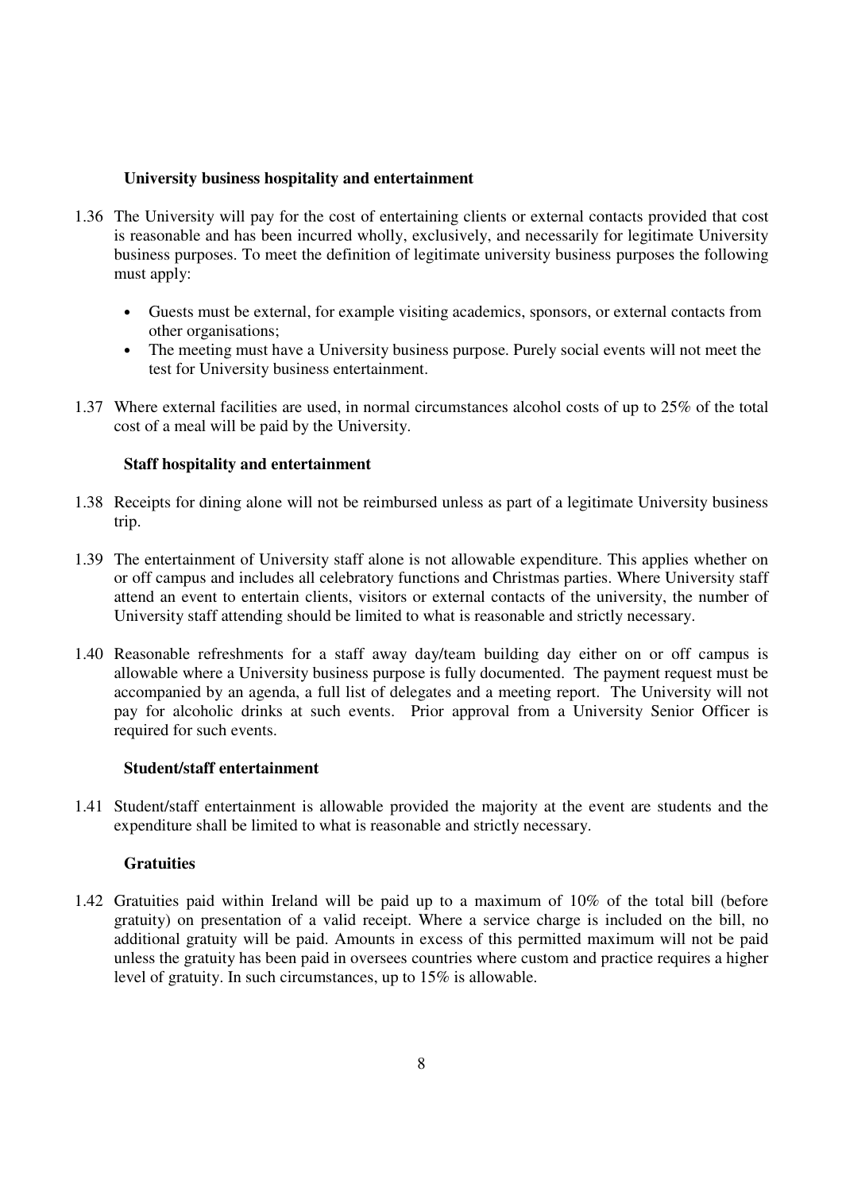**University business hospitality and entertainment**

1.36 The University will pay for the cost of entertaining clients or external contacts provided that cost is reasonable and has been incurred wholly, exclusively, and necessarily for legitimate University business purposes. To meet the definition of legitimate university business purposes the following must apply:

- Guests must be external, for example visiting academics, sponsors, or external contacts from other organisations;
- The meeting must have a University business purpose. Purely social events will not meet the test for University business entertainment.

1.37 Where external facilities are used, in normal circumstances alcohol costs of up to 25% of the total cost of a meal will be paid by the University.

**Staff hospitality and entertainment**

1.38 Receipts for dining alone will not be reimbursed unless as part of a legitimate University business trip.

1.39 The entertainment of University staff alone is not allowable expenditure. This applies whether on or off campus and includes all celebratory functions and Christmas parties. Where University staff attend an event to entertain clients, visitors or external contacts of the university, the number of University staff attending should be limited to what is reasonable and strictly necessary.

1.40 Reasonable refreshments for a staff away day/team building day either on or off campus is allowable where a University business purpose is fully documented. The payment request must be accompanied by an agenda, a full list of delegates and a meeting report. The University will not pay for alcoholic drinks at such events. Prior approval from a University Senior Officer is required for such events.

**Student/staff entertainment**

1.41 Student/staff entertainment is allowable provided the majority at the event are students and the expenditure shall be limited to what is reasonable and strictly necessary.

**Gratuities**

1.42 Gratuities paid within Ireland will be paid up to a maximum of 10% of the total bill (before gratuity) on presentation of a valid receipt. Where a service charge is included on the bill, no additional gratuity will be paid. Amounts in excess of this permitted maximum will not be paid unless the gratuity has been paid in oversees countries where custom and practice requires a higher level of gratuity. In such circumstances, up to 15% is allowable.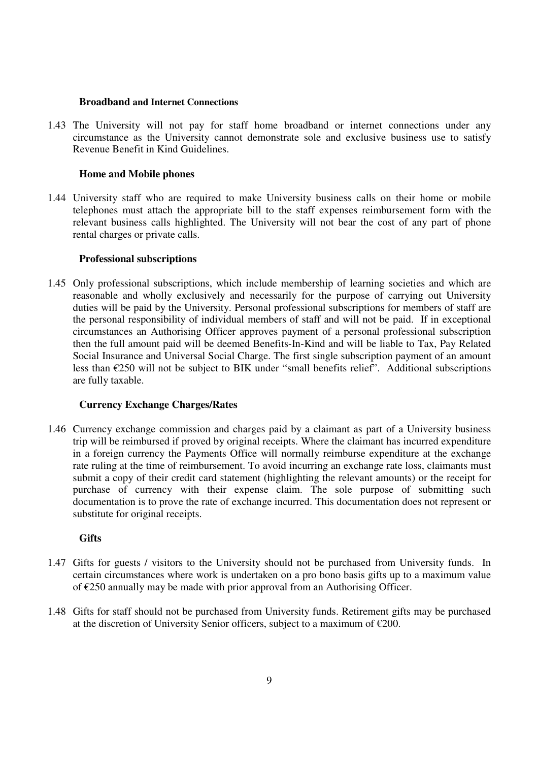### Broadband and Internet Connections

1.43 The University will not pay for staff home broadband or internet connections under any circumstance as the University cannot demonstrate sole and exclusive business use to satisfy Revenue Benefit in Kind Guidelines.

### Home and Mobile phones

1.44 University staff who are required to make University business calls on their home or mobile telephones must attach the appropriate bill to the staff expenses reimbursement form with the relevant business calls highlighted. The University will not bear the cost of any part of phone rental charges or private calls.

### Professional subscriptions

1.45 Only professional subscriptions, which include membership of learning societies and which are reasonable and wholly exclusively and necessarily for the purpose of carrying out University duties will be paid by the University. Personal professional subscriptions for members of staff are the personal responsibility of individual members of staff and will not be paid. If in exceptional circumstances an Authorising Officer approves payment of a personal professional subscription then the full amount paid will be deemed Benefits-In-Kind and will be liable to Tax, Pay Related Social Insurance and Universal Social Charge. The first single subscription payment of an amount less than €250 will not be subject to BIK under "small benefits relief". Additional subscriptions are fully taxable.

### Currency Exchange Charges/Rates

1.46 Currency exchange commission and charges paid by a claimant as part of a University business trip will be reimbursed if proved by original receipts. Where the claimant has incurred expenditure in a foreign currency the Payments Office will normally reimburse expenditure at the exchange rate ruling at the time of reimbursement. To avoid incurring an exchange rate loss, claimants must submit a copy of their credit card statement (highlighting the relevant amounts) or the receipt for purchase of currency with their expense claim. The sole purpose of submitting such documentation is to prove the rate of exchange incurred. This documentation does not represent or substitute for original receipts.

### Gifts

1.47 Gifts for guests / visitors to the University should not be purchased from University funds. In certain circumstances where work is undertaken on a pro bono basis gifts up to a maximum value of €250 annually may be made with prior approval from an Authorising Officer.

1.48 Gifts for staff should not be purchased from University funds. Retirement gifts may be purchased at the discretion of University Senior officers, subject to a maximum of €200.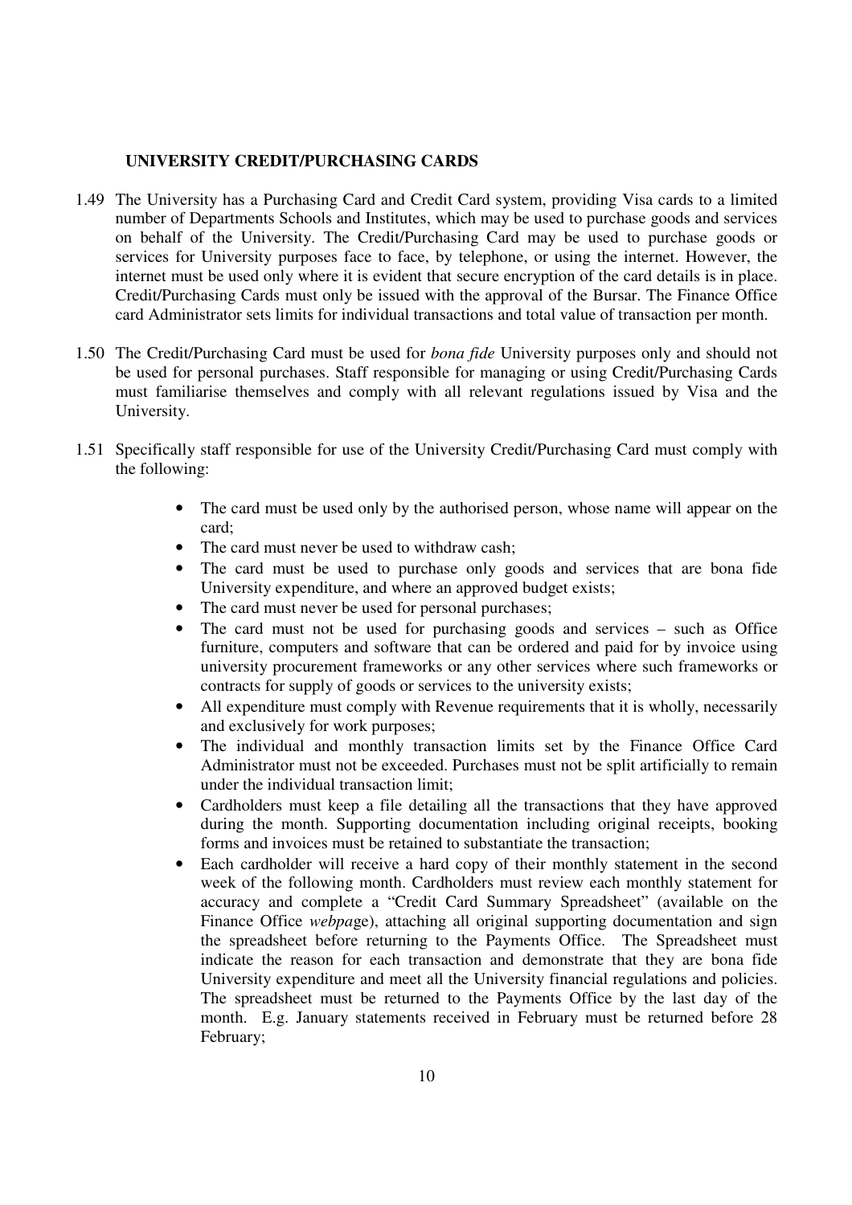**UNIVERSITY CREDIT/PURCHASING CARDS**

1.49 The University has a Purchasing Card and Credit Card system, providing Visa cards to a limited number of Departments Schools and Institutes, which may be used to purchase goods and services on behalf of the University. The Credit/Purchasing Card may be used to purchase goods or services for University purposes face to face, by telephone, or using the internet. However, the internet must be used only where it is evident that secure encryption of the card details is in place. Credit/Purchasing Cards must only be issued with the approval of the Bursar. The Finance Office card Administrator sets limits for individual transactions and total value of transaction per month.

1.50 The Credit/Purchasing Card must be used for *bona fide* University purposes only and should not be used for personal purchases. Staff responsible for managing or using Credit/Purchasing Cards must familiarise themselves and comply with all relevant regulations issued by Visa and the University.

1.51 Specifically staff responsible for use of the University Credit/Purchasing Card must comply with the following:

- The card must be used only by the authorised person, whose name will appear on the card;
- The card must never be used to withdraw cash;
- The card must be used to purchase only goods and services that are bona fide University expenditure, and where an approved budget exists;
- The card must never be used for personal purchases;
- The card must not be used for purchasing goods and services – such as Office furniture, computers and software that can be ordered and paid for by invoice using university procurement frameworks or any other services where such frameworks or contracts for supply of goods or services to the university exists;
- All expenditure must comply with Revenue requirements that it is wholly, necessarily and exclusively for work purposes;
- The individual and monthly transaction limits set by the Finance Office Card Administrator must not be exceeded. Purchases must not be split artificially to remain under the individual transaction limit;
- Cardholders must keep a file detailing all the transactions that they have approved during the month. Supporting documentation including original receipts, booking forms and invoices must be retained to substantiate the transaction;
- Each cardholder will receive a hard copy of their monthly statement in the second week of the following month. Cardholders must review each monthly statement for accuracy and complete a "Credit Card Summary Spreadsheet" (available on the Finance Office *webpa*ge), attaching all original supporting documentation and sign the spreadsheet before returning to the Payments Office. The Spreadsheet must indicate the reason for each transaction and demonstrate that they are bona fide University expenditure and meet all the University financial regulations and policies. The spreadsheet must be returned to the Payments Office by the last day of the month. E.g. January statements received in February must be returned before 28 February;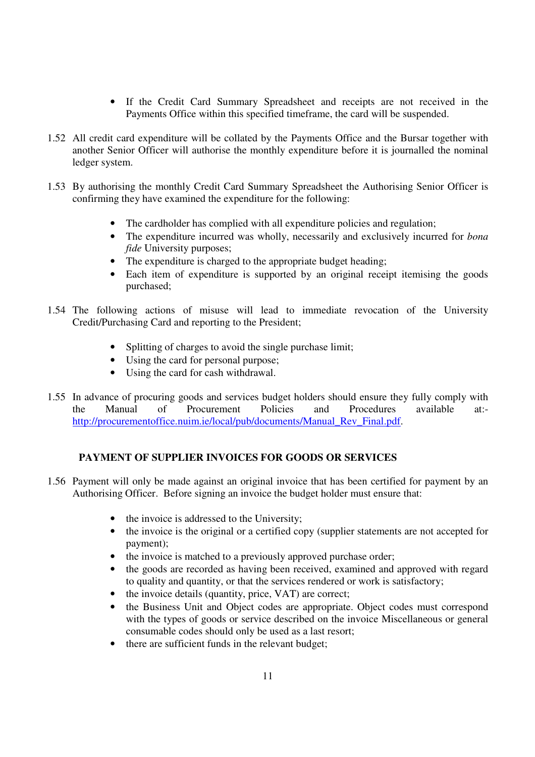- If the Credit Card Summary Spreadsheet and receipts are not received in the Payments Office within this specified timeframe, the card will be suspended.

1.52 All credit card expenditure will be collated by the Payments Office and the Bursar together with another Senior Officer will authorise the monthly expenditure before it is journalled the nominal ledger system.

1.53 By authorising the monthly Credit Card Summary Spreadsheet the Authorising Senior Officer is confirming they have examined the expenditure for the following:

- The cardholder has complied with all expenditure policies and regulation;
- The expenditure incurred was wholly, necessarily and exclusively incurred for *bona fide* University purposes;
- The expenditure is charged to the appropriate budget heading;
- Each item of expenditure is supported by an original receipt itemising the goods purchased;

1.54 The following actions of misuse will lead to immediate revocation of the University Credit/Purchasing Card and reporting to the President;

- Splitting of charges to avoid the single purchase limit;
- Using the card for personal purpose;
- Using the card for cash withdrawal.

1.55 In advance of procuring goods and services budget holders should ensure they fully comply with the Manual of Procurement Policies and Procedures available at:- http://procurementoffice.nuim.ie/local/pub/documents/Manual_Rev_Final.pdf.

**PAYMENT OF SUPPLIER INVOICES FOR GOODS OR SERVICES**

1.56 Payment will only be made against an original invoice that has been certified for payment by an Authorising Officer. Before signing an invoice the budget holder must ensure that:

- the invoice is addressed to the University;
- the invoice is the original or a certified copy (supplier statements are not accepted for payment);
- the invoice is matched to a previously approved purchase order;
- the goods are recorded as having been received, examined and approved with regard to quality and quantity, or that the services rendered or work is satisfactory;
- the invoice details (quantity, price, VAT) are correct;
- the Business Unit and Object codes are appropriate. Object codes must correspond with the types of goods or service described on the invoice Miscellaneous or general consumable codes should only be used as a last resort;
- there are sufficient funds in the relevant budget;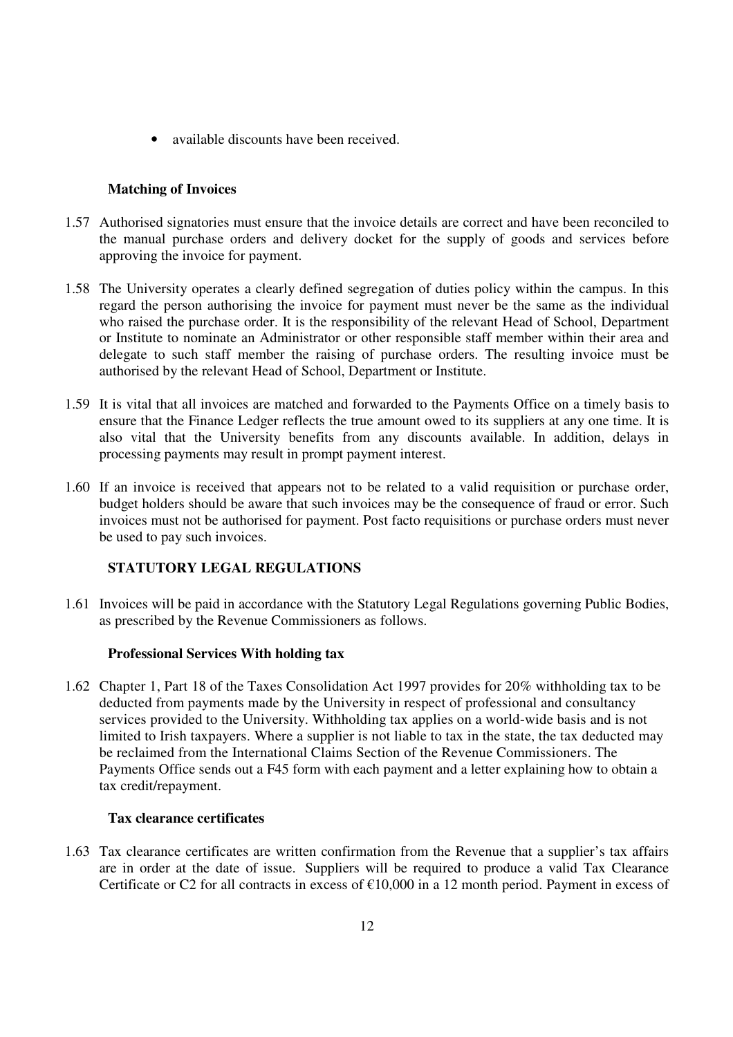- available discounts have been received.

### Matching of Invoices

1.57 Authorised signatories must ensure that the invoice details are correct and have been reconciled to the manual purchase orders and delivery docket for the supply of goods and services before approving the invoice for payment.

1.58 The University operates a clearly defined segregation of duties policy within the campus. In this regard the person authorising the invoice for payment must never be the same as the individual who raised the purchase order. It is the responsibility of the relevant Head of School, Department or Institute to nominate an Administrator or other responsible staff member within their area and delegate to such staff member the raising of purchase orders. The resulting invoice must be authorised by the relevant Head of School, Department or Institute.

1.59 It is vital that all invoices are matched and forwarded to the Payments Office on a timely basis to ensure that the Finance Ledger reflects the true amount owed to its suppliers at any one time. It is also vital that the University benefits from any discounts available. In addition, delays in processing payments may result in prompt payment interest.

1.60 If an invoice is received that appears not to be related to a valid requisition or purchase order, budget holders should be aware that such invoices may be the consequence of fraud or error. Such invoices must not be authorised for payment. Post facto requisitions or purchase orders must never be used to pay such invoices.

## STATUTORY LEGAL REGULATIONS

1.61 Invoices will be paid in accordance with the Statutory Legal Regulations governing Public Bodies, as prescribed by the Revenue Commissioners as follows.

### Professional Services With holding tax

1.62 Chapter 1, Part 18 of the Taxes Consolidation Act 1997 provides for 20% withholding tax to be deducted from payments made by the University in respect of professional and consultancy services provided to the University. Withholding tax applies on a world-wide basis and is not limited to Irish taxpayers. Where a supplier is not liable to tax in the state, the tax deducted may be reclaimed from the International Claims Section of the Revenue Commissioners. The Payments Office sends out a F45 form with each payment and a letter explaining how to obtain a tax credit/repayment.

### Tax clearance certificates

1.63 Tax clearance certificates are written confirmation from the Revenue that a supplier's tax affairs are in order at the date of issue. Suppliers will be required to produce a valid Tax Clearance Certificate or C2 for all contracts in excess of €10,000 in a 12 month period. Payment in excess of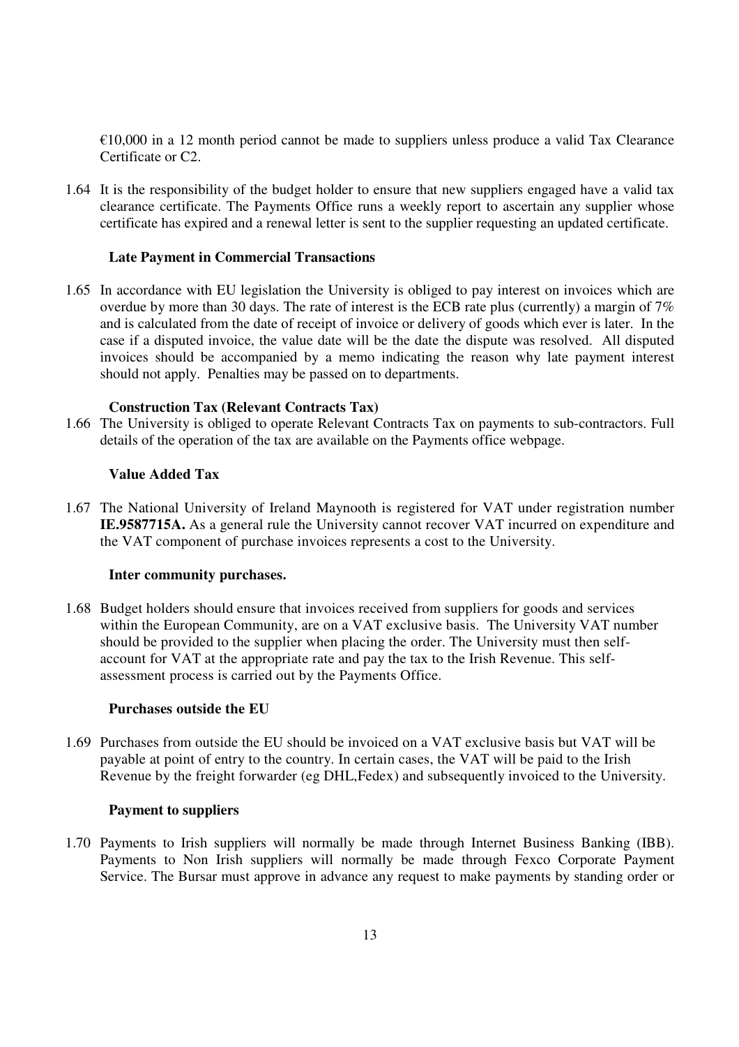€10,000 in a 12 month period cannot be made to suppliers unless produce a valid Tax Clearance Certificate or C2.

1.64 It is the responsibility of the budget holder to ensure that new suppliers engaged have a valid tax clearance certificate. The Payments Office runs a weekly report to ascertain any supplier whose certificate has expired and a renewal letter is sent to the supplier requesting an updated certificate.

**Late Payment in Commercial Transactions**

1.65 In accordance with EU legislation the University is obliged to pay interest on invoices which are overdue by more than 30 days. The rate of interest is the ECB rate plus (currently) a margin of 7% and is calculated from the date of receipt of invoice or delivery of goods which ever is later. In the case if a disputed invoice, the value date will be the date the dispute was resolved. All disputed invoices should be accompanied by a memo indicating the reason why late payment interest should not apply. Penalties may be passed on to departments.

**Construction Tax (Relevant Contracts Tax)**

1.66 The University is obliged to operate Relevant Contracts Tax on payments to sub-contractors. Full details of the operation of the tax are available on the Payments office webpage.

**Value Added Tax**

1.67 The National University of Ireland Maynooth is registered for VAT under registration number **IE.9587715A.** As a general rule the University cannot recover VAT incurred on expenditure and the VAT component of purchase invoices represents a cost to the University.

**Inter community purchases.**

1.68 Budget holders should ensure that invoices received from suppliers for goods and services within the European Community, are on a VAT exclusive basis. The University VAT number should be provided to the supplier when placing the order. The University must then self-account for VAT at the appropriate rate and pay the tax to the Irish Revenue. This self-assessment process is carried out by the Payments Office.

**Purchases outside the EU**

1.69 Purchases from outside the EU should be invoiced on a VAT exclusive basis but VAT will be payable at point of entry to the country. In certain cases, the VAT will be paid to the Irish Revenue by the freight forwarder (eg DHL,Fedex) and subsequently invoiced to the University.

**Payment to suppliers**

1.70 Payments to Irish suppliers will normally be made through Internet Business Banking (IBB). Payments to Non Irish suppliers will normally be made through Fexco Corporate Payment Service. The Bursar must approve in advance any request to make payments by standing order or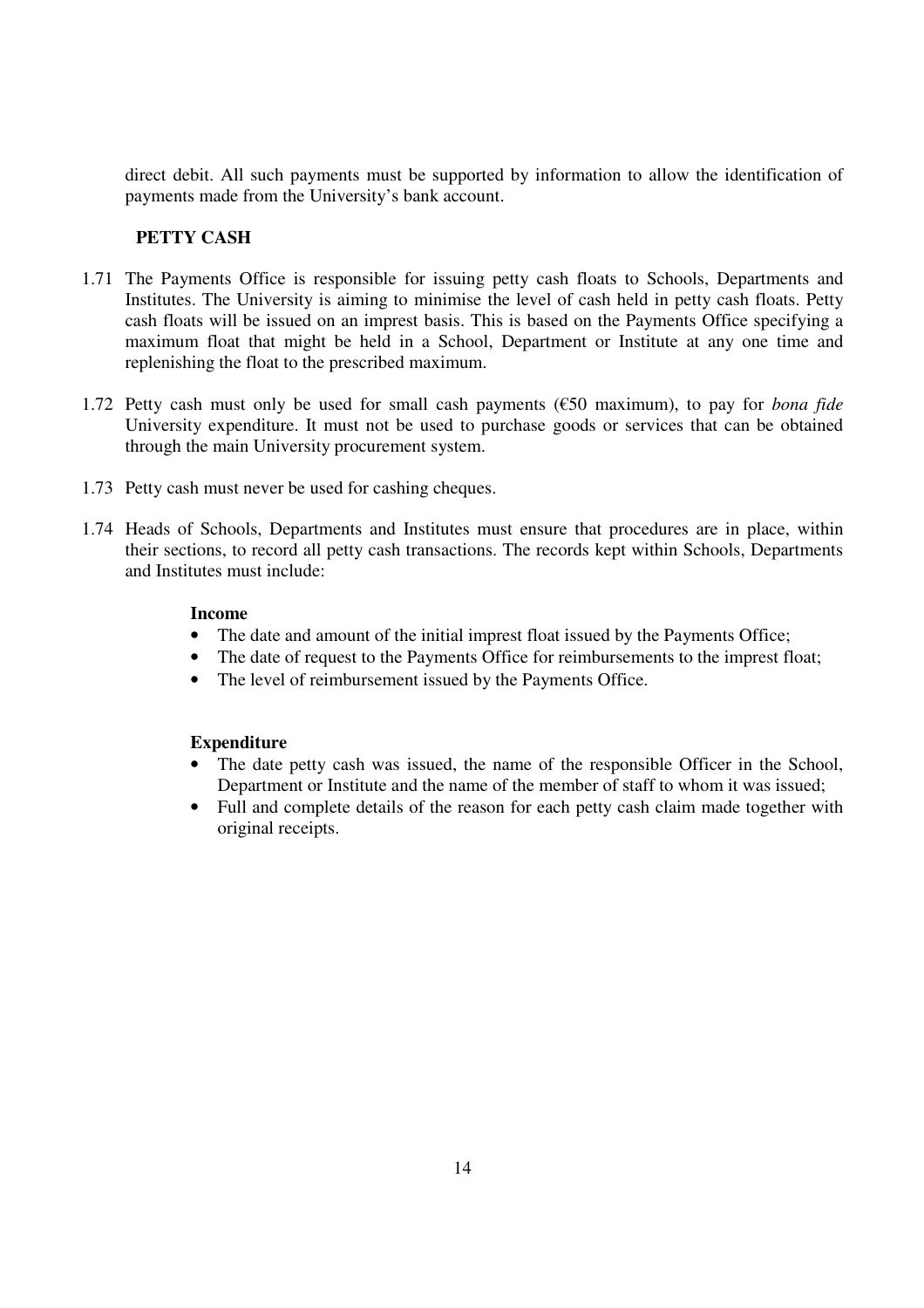direct debit. All such payments must be supported by information to allow the identification of payments made from the University's bank account.

## PETTY CASH

1.71 The Payments Office is responsible for issuing petty cash floats to Schools, Departments and Institutes. The University is aiming to minimise the level of cash held in petty cash floats. Petty cash floats will be issued on an imprest basis. This is based on the Payments Office specifying a maximum float that might be held in a School, Department or Institute at any one time and replenishing the float to the prescribed maximum.

1.72 Petty cash must only be used for small cash payments (€50 maximum), to pay for *bona fide* University expenditure. It must not be used to purchase goods or services that can be obtained through the main University procurement system.

1.73 Petty cash must never be used for cashing cheques.

1.74 Heads of Schools, Departments and Institutes must ensure that procedures are in place, within their sections, to record all petty cash transactions. The records kept within Schools, Departments and Institutes must include:

**Income**

- The date and amount of the initial imprest float issued by the Payments Office;
- The date of request to the Payments Office for reimbursements to the imprest float;
- The level of reimbursement issued by the Payments Office.

**Expenditure**

- The date petty cash was issued, the name of the responsible Officer in the School, Department or Institute and the name of the member of staff to whom it was issued;
- Full and complete details of the reason for each petty cash claim made together with original receipts.